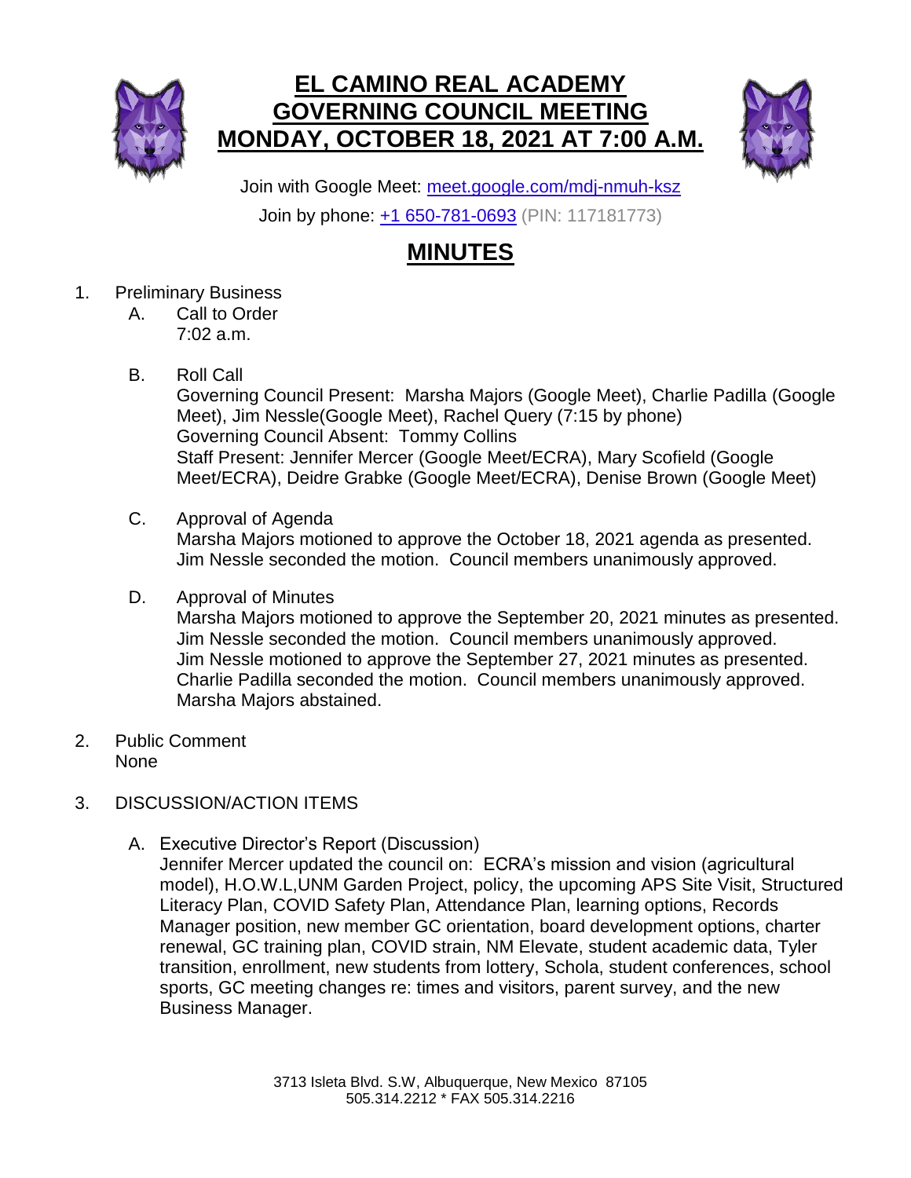# EL CAMINO REAL ACADEMY
# GOVERNING COUNCIL MEETING
# MONDAY, OCTOBER 18, 2021 AT 7:00 A.M.

Join with Google Meet: [meet.google.com/mdj-nmuh-ksz](meet.google.com/mdj-nmuh-ksz)

Join by phone: [+1 650-781-0693](tel:+16507810693) (PIN: 117181773)

## MINUTES

1. Preliminary Business
   - A. Call to Order
     7:02 a.m.
   - B. Roll Call
     Governing Council Present: Marsha Majors (Google Meet), Charlie Padilla (Google Meet), Jim Nessle(Google Meet), Rachel Query (7:15 by phone)
     Governing Council Absent: Tommy Collins
     Staff Present: Jennifer Mercer (Google Meet/ECRA), Mary Scofield (Google Meet/ECRA), Deidre Grabke (Google Meet/ECRA), Denise Brown (Google Meet)
   - C. Approval of Agenda
     Marsha Majors motioned to approve the October 18, 2021 agenda as presented. Jim Nessle seconded the motion. Council members unanimously approved.
   - D. Approval of Minutes
     Marsha Majors motioned to approve the September 20, 2021 minutes as presented. Jim Nessle seconded the motion. Council members unanimously approved.
     Jim Nessle motioned to approve the September 27, 2021 minutes as presented. Charlie Padilla seconded the motion. Council members unanimously approved. Marsha Majors abstained.

2. Public Comment
   None

3. DISCUSSION/ACTION ITEMS
   - A. Executive Director's Report (Discussion)
     Jennifer Mercer updated the council on: ECRA's mission and vision (agricultural model), H.O.W.L,UNM Garden Project, policy, the upcoming APS Site Visit, Structured Literacy Plan, COVID Safety Plan, Attendance Plan, learning options, Records Manager position, new member GC orientation, board development options, charter renewal, GC training plan, COVID strain, NM Elevate, student academic data, Tyler transition, enrollment, new students from lottery, Schola, student conferences, school sports, GC meeting changes re: times and visitors, parent survey, and the new Business Manager.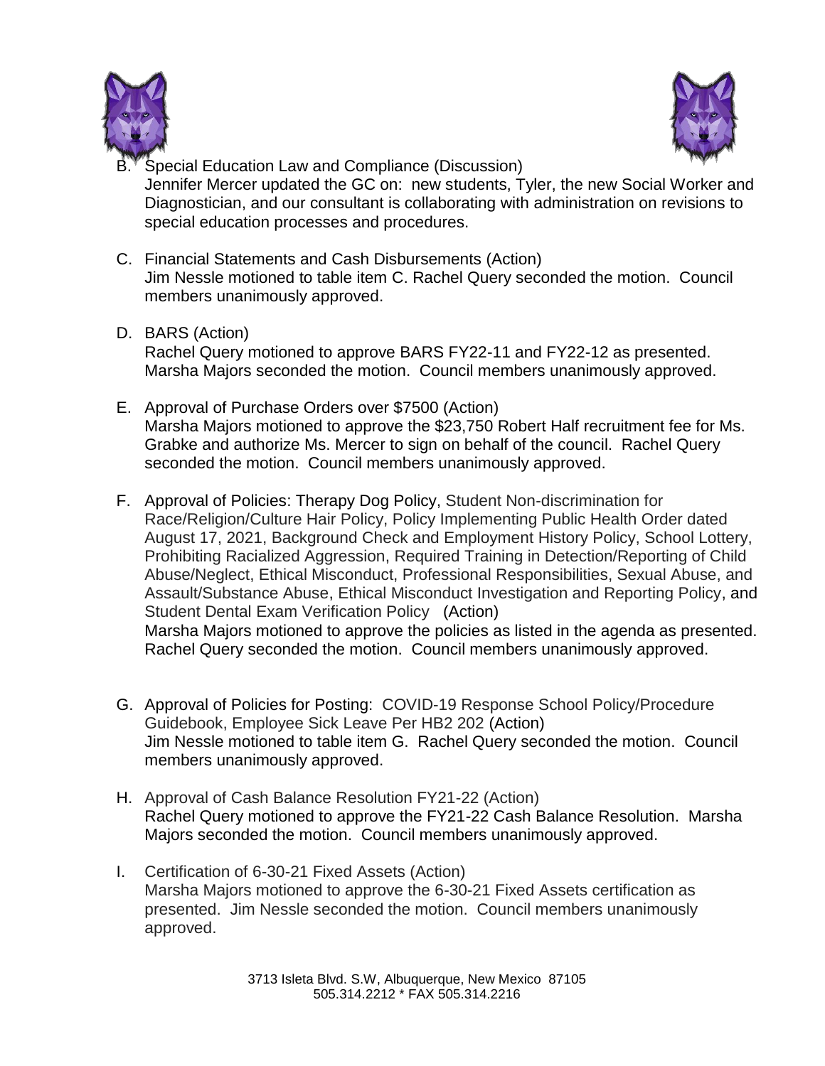B. Special Education Law and Compliance (Discussion)
   Jennifer Mercer updated the GC on: new students, Tyler, the new Social Worker and Diagnostician, and our consultant is collaborating with administration on revisions to special education processes and procedures.

C. Financial Statements and Cash Disbursements (Action)
   Jim Nessle motioned to table item C. Rachel Query seconded the motion. Council members unanimously approved.

D. BARS (Action)
   Rachel Query motioned to approve BARS FY22-11 and FY22-12 as presented. Marsha Majors seconded the motion. Council members unanimously approved.

E. Approval of Purchase Orders over $7500 (Action)
   Marsha Majors motioned to approve the $23,750 Robert Half recruitment fee for Ms. Grabke and authorize Ms. Mercer to sign on behalf of the council. Rachel Query seconded the motion. Council members unanimously approved.

F. Approval of Policies: Therapy Dog Policy, Student Non-discrimination for Race/Religion/Culture Hair Policy, Policy Implementing Public Health Order dated August 17, 2021, Background Check and Employment History Policy, School Lottery, Prohibiting Racialized Aggression, Required Training in Detection/Reporting of Child Abuse/Neglect, Ethical Misconduct, Professional Responsibilities, Sexual Abuse, and Assault/Substance Abuse, Ethical Misconduct Investigation and Reporting Policy, and Student Dental Exam Verification Policy (Action)
   Marsha Majors motioned to approve the policies as listed in the agenda as presented. Rachel Query seconded the motion. Council members unanimously approved.

G. Approval of Policies for Posting: COVID-19 Response School Policy/Procedure Guidebook, Employee Sick Leave Per HB2 202 (Action)
   Jim Nessle motioned to table item G. Rachel Query seconded the motion. Council members unanimously approved.

H. Approval of Cash Balance Resolution FY21-22 (Action)
   Rachel Query motioned to approve the FY21-22 Cash Balance Resolution. Marsha Majors seconded the motion. Council members unanimously approved.

I. Certification of 6-30-21 Fixed Assets (Action)
   Marsha Majors motioned to approve the 6-30-21 Fixed Assets certification as presented. Jim Nessle seconded the motion. Council members unanimously approved.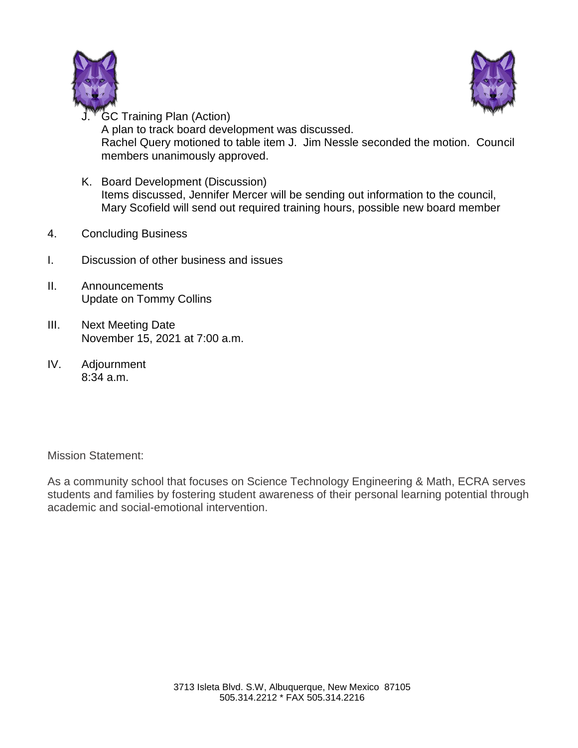J. GC Training Plan (Action)
   A plan to track board development was discussed.
   Rachel Query motioned to table item J. Jim Nessle seconded the motion. Council members unanimously approved.

K. Board Development (Discussion)
   Items discussed, Jennifer Mercer will be sending out information to the council, Mary Scofield will send out required training hours, possible new board member

4. Concluding Business

I. Discussion of other business and issues

II. Announcements
   Update on Tommy Collins

III. Next Meeting Date
   November 15, 2021 at 7:00 a.m.

IV. Adjournment
   8:34 a.m.

Mission Statement:

As a community school that focuses on Science Technology Engineering & Math, ECRA serves students and families by fostering student awareness of their personal learning potential through academic and social-emotional intervention.

3713 Isleta Blvd. S.W, Albuquerque, New Mexico 87105
505.314.2212 * FAX 505.314.2216